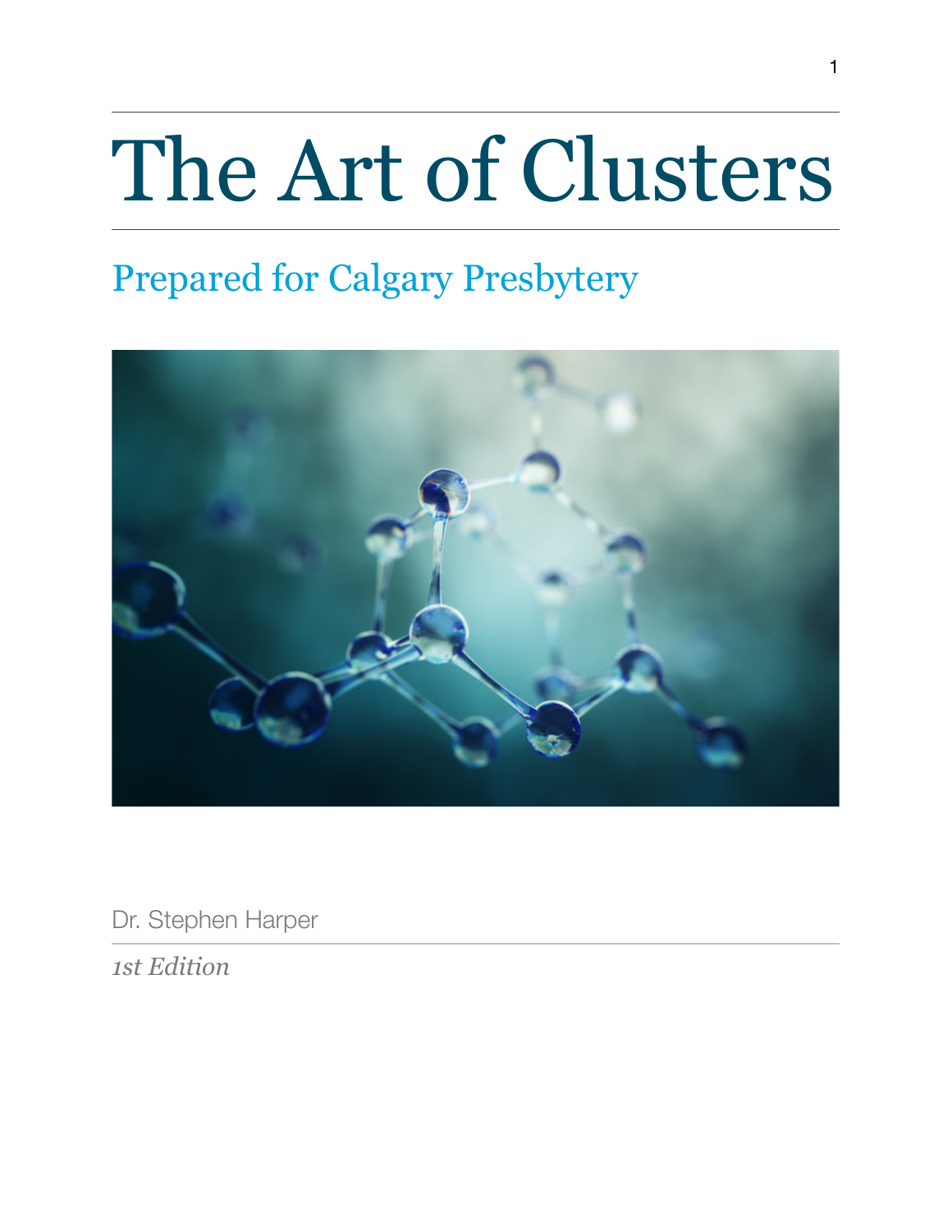# The Art of Clusters

## Prepared for Calgary Presbytery

Dr. Stephen Harper

*1st Edition*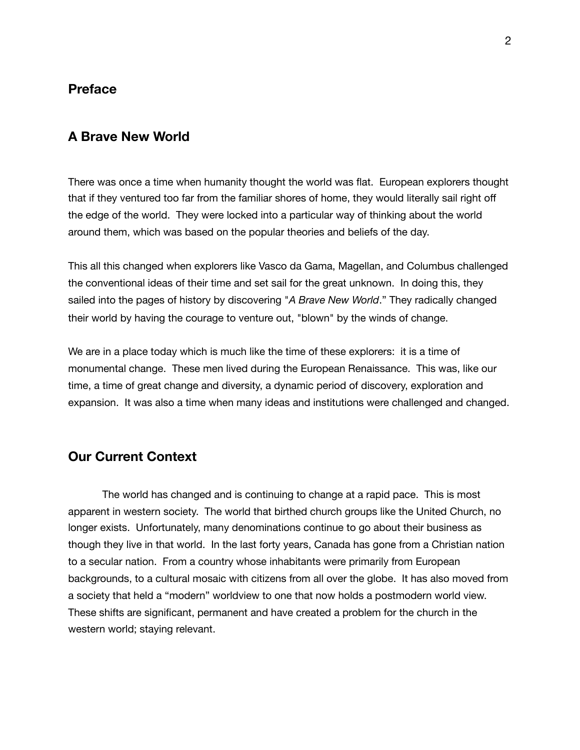## Preface

## A Brave New World

There was once a time when humanity thought the world was flat. European explorers thought that if they ventured too far from the familiar shores of home, they would literally sail right off the edge of the world. They were locked into a particular way of thinking about the world around them, which was based on the popular theories and beliefs of the day.

This all this changed when explorers like Vasco da Gama, Magellan, and Columbus challenged the conventional ideas of their time and set sail for the great unknown. In doing this, they sailed into the pages of history by discovering "*A Brave New World*." They radically changed their world by having the courage to venture out, "blown" by the winds of change.

We are in a place today which is much like the time of these explorers: it is a time of monumental change. These men lived during the European Renaissance. This was, like our time, a time of great change and diversity, a dynamic period of discovery, exploration and expansion. It was also a time when many ideas and institutions were challenged and changed.

## Our Current Context

The world has changed and is continuing to change at a rapid pace. This is most apparent in western society. The world that birthed church groups like the United Church, no longer exists. Unfortunately, many denominations continue to go about their business as though they live in that world. In the last forty years, Canada has gone from a Christian nation to a secular nation. From a country whose inhabitants were primarily from European backgrounds, to a cultural mosaic with citizens from all over the globe. It has also moved from a society that held a "modern" worldview to one that now holds a postmodern world view. These shifts are significant, permanent and have created a problem for the church in the western world; staying relevant.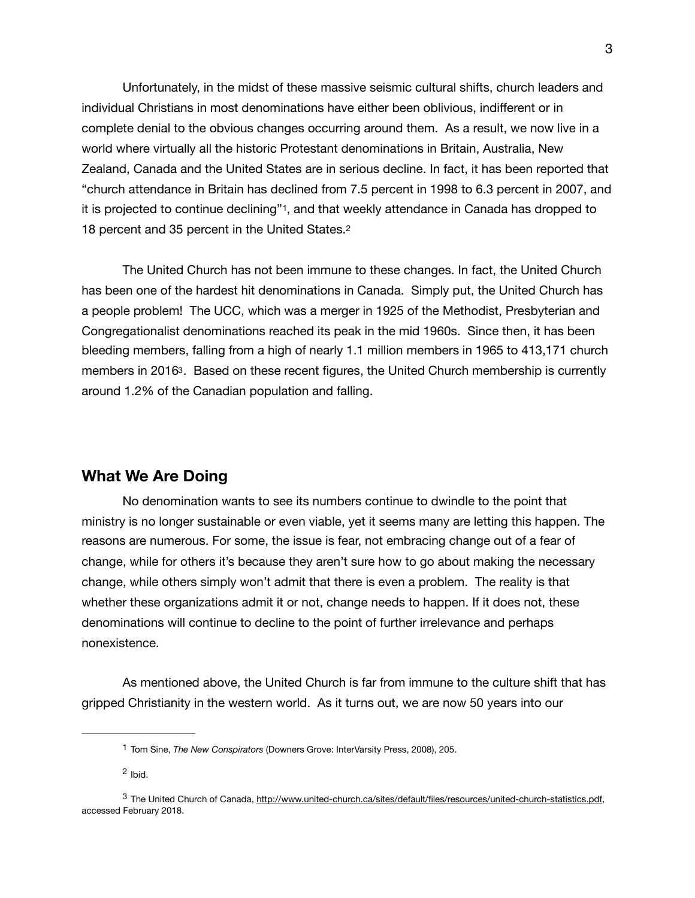Unfortunately, in the midst of these massive seismic cultural shifts, church leaders and individual Christians in most denominations have either been oblivious, indifferent or in complete denial to the obvious changes occurring around them. As a result, we now live in a world where virtually all the historic Protestant denominations in Britain, Australia, New Zealand, Canada and the United States are in serious decline. In fact, it has been reported that "church attendance in Britain has declined from 7.5 percent in 1998 to 6.3 percent in 2007, and it is projected to continue declining"[1], and that weekly attendance in Canada has dropped to 18 percent and 35 percent in the United States.[2]

The United Church has not been immune to these changes. In fact, the United Church has been one of the hardest hit denominations in Canada. Simply put, the United Church has a people problem! The UCC, which was a merger in 1925 of the Methodist, Presbyterian and Congregationalist denominations reached its peak in the mid 1960s. Since then, it has been bleeding members, falling from a high of nearly 1.1 million members in 1965 to 413,171 church members in 2016[3]. Based on these recent figures, the United Church membership is currently around 1.2% of the Canadian population and falling.

## What We Are Doing

No denomination wants to see its numbers continue to dwindle to the point that ministry is no longer sustainable or even viable, yet it seems many are letting this happen. The reasons are numerous. For some, the issue is fear, not embracing change out of a fear of change, while for others it's because they aren't sure how to go about making the necessary change, while others simply won't admit that there is even a problem. The reality is that whether these organizations admit it or not, change needs to happen. If it does not, these denominations will continue to decline to the point of further irrelevance and perhaps nonexistence.

As mentioned above, the United Church is far from immune to the culture shift that has gripped Christianity in the western world. As it turns out, we are now 50 years into our

---

[1] Tom Sine, *The New Conspirators* (Downers Grove: InterVarsity Press, 2008), 205.

[2] Ibid.

[3] The United Church of Canada, http://www.united-church.ca/sites/default/files/resources/united-church-statistics.pdf, accessed February 2018.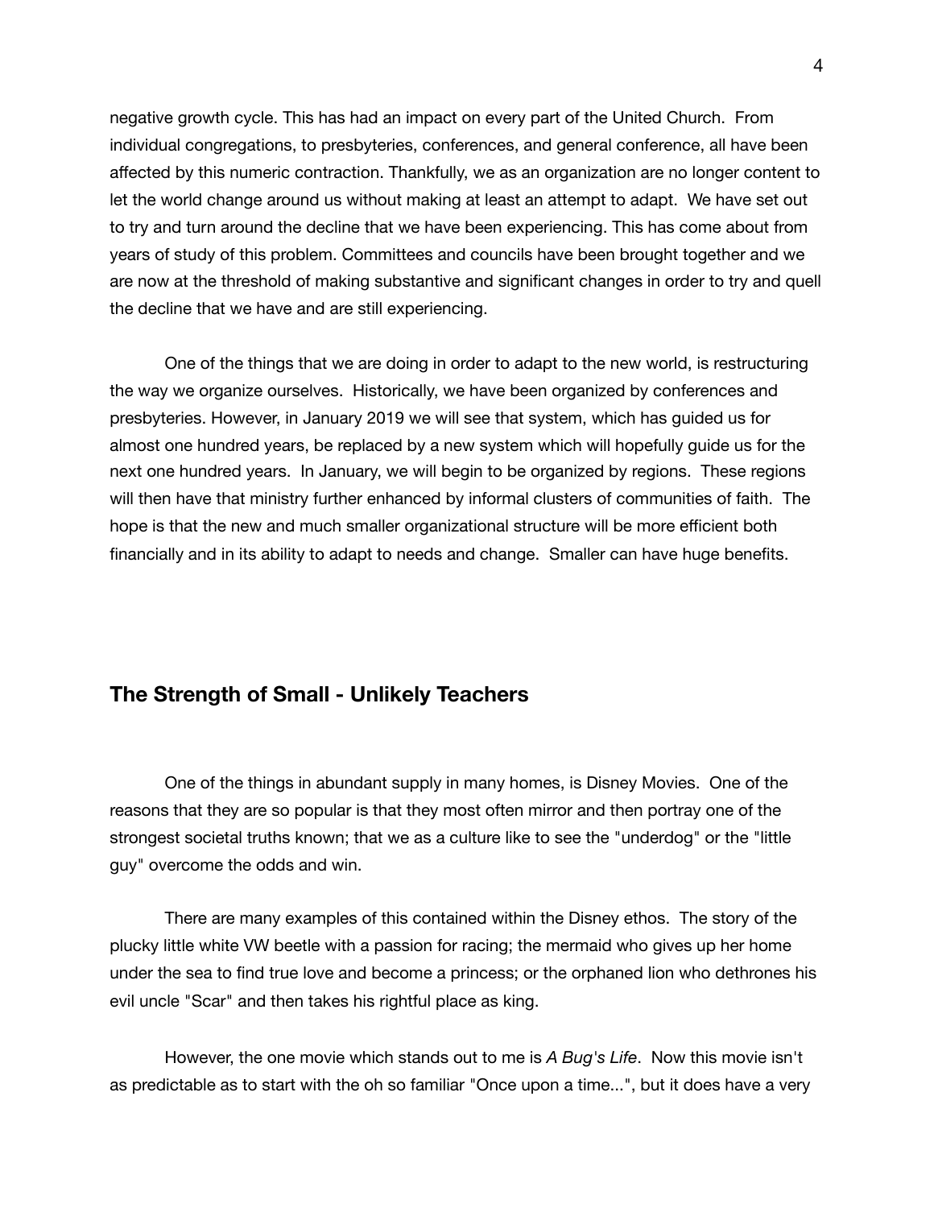negative growth cycle. This has had an impact on every part of the United Church. From individual congregations, to presbyteries, conferences, and general conference, all have been affected by this numeric contraction. Thankfully, we as an organization are no longer content to let the world change around us without making at least an attempt to adapt. We have set out to try and turn around the decline that we have been experiencing. This has come about from years of study of this problem. Committees and councils have been brought together and we are now at the threshold of making substantive and significant changes in order to try and quell the decline that we have and are still experiencing.

One of the things that we are doing in order to adapt to the new world, is restructuring the way we organize ourselves. Historically, we have been organized by conferences and presbyteries. However, in January 2019 we will see that system, which has guided us for almost one hundred years, be replaced by a new system which will hopefully guide us for the next one hundred years. In January, we will begin to be organized by regions. These regions will then have that ministry further enhanced by informal clusters of communities of faith. The hope is that the new and much smaller organizational structure will be more efficient both financially and in its ability to adapt to needs and change. Smaller can have huge benefits.

## The Strength of Small - Unlikely Teachers

One of the things in abundant supply in many homes, is Disney Movies. One of the reasons that they are so popular is that they most often mirror and then portray one of the strongest societal truths known; that we as a culture like to see the "underdog" or the "little guy" overcome the odds and win.

There are many examples of this contained within the Disney ethos. The story of the plucky little white VW beetle with a passion for racing; the mermaid who gives up her home under the sea to find true love and become a princess; or the orphaned lion who dethrones his evil uncle "Scar" and then takes his rightful place as king.

However, the one movie which stands out to me is *A Bug's Life*. Now this movie isn't as predictable as to start with the oh so familiar "Once upon a time...", but it does have a very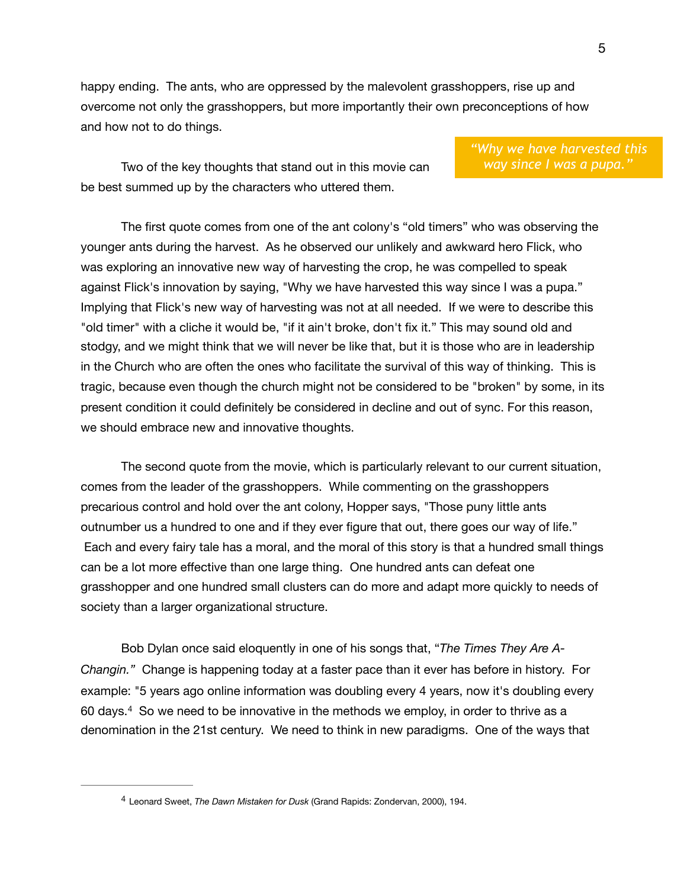happy ending. The ants, who are oppressed by the malevolent grasshoppers, rise up and overcome not only the grasshoppers, but more importantly their own preconceptions of how and how not to do things.

*"Why we have harvested this way since I was a pupa."*

Two of the key thoughts that stand out in this movie can be best summed up by the characters who uttered them.

The first quote comes from one of the ant colony's "old timers" who was observing the younger ants during the harvest. As he observed our unlikely and awkward hero Flick, who was exploring an innovative new way of harvesting the crop, he was compelled to speak against Flick's innovation by saying, "Why we have harvested this way since I was a pupa." Implying that Flick's new way of harvesting was not at all needed. If we were to describe this "old timer" with a cliche it would be, "if it ain't broke, don't fix it." This may sound old and stodgy, and we might think that we will never be like that, but it is those who are in leadership in the Church who are often the ones who facilitate the survival of this way of thinking. This is tragic, because even though the church might not be considered to be "broken" by some, in its present condition it could definitely be considered in decline and out of sync. For this reason, we should embrace new and innovative thoughts.

The second quote from the movie, which is particularly relevant to our current situation, comes from the leader of the grasshoppers. While commenting on the grasshoppers precarious control and hold over the ant colony, Hopper says, "Those puny little ants outnumber us a hundred to one and if they ever figure that out, there goes our way of life." Each and every fairy tale has a moral, and the moral of this story is that a hundred small things can be a lot more effective than one large thing. One hundred ants can defeat one grasshopper and one hundred small clusters can do more and adapt more quickly to needs of society than a larger organizational structure.

Bob Dylan once said eloquently in one of his songs that, "*The Times They Are A-Changin.*" Change is happening today at a faster pace than it ever has before in history. For example: "5 years ago online information was doubling every 4 years, now it's doubling every 60 days.[4] So we need to be innovative in the methods we employ, in order to thrive as a denomination in the 21st century. We need to think in new paradigms. One of the ways that

---

[4] Leonard Sweet, *The Dawn Mistaken for Dusk* (Grand Rapids: Zondervan, 2000), 194.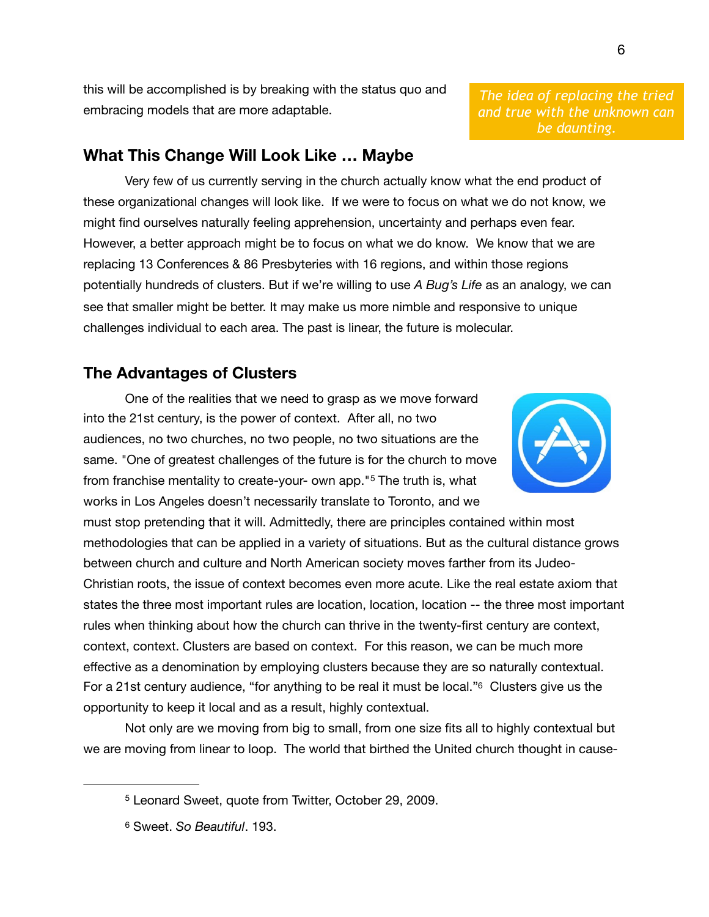this will be accomplished is by breaking with the status quo and embracing models that are more adaptable.

*The idea of replacing the tried and true with the unknown can be daunting.*

## What This Change Will Look Like … Maybe

Very few of us currently serving in the church actually know what the end product of these organizational changes will look like. If we were to focus on what we do not know, we might find ourselves naturally feeling apprehension, uncertainty and perhaps even fear. However, a better approach might be to focus on what we do know. We know that we are replacing 13 Conferences & 86 Presbyteries with 16 regions, and within those regions potentially hundreds of clusters. But if we're willing to use *A Bug's Life* as an analogy, we can see that smaller might be better. It may make us more nimble and responsive to unique challenges individual to each area. The past is linear, the future is molecular.

## The Advantages of Clusters

One of the realities that we need to grasp as we move forward into the 21st century, is the power of context. After all, no two audiences, no two churches, no two people, no two situations are the same. "One of greatest challenges of the future is for the church to move from franchise mentality to create-your- own app."[5] The truth is, what works in Los Angeles doesn't necessarily translate to Toronto, and we must stop pretending that it will. Admittedly, there are principles contained within most methodologies that can be applied in a variety of situations. But as the cultural distance grows between church and culture and North American society moves farther from its Judeo-Christian roots, the issue of context becomes even more acute. Like the real estate axiom that states the three most important rules are location, location, location -- the three most important rules when thinking about how the church can thrive in the twenty-first century are context, context, context. Clusters are based on context. For this reason, we can be much more effective as a denomination by employing clusters because they are so naturally contextual. For a 21st century audience, "for anything to be real it must be local."[6] Clusters give us the opportunity to keep it local and as a result, highly contextual.

Not only are we moving from big to small, from one size fits all to highly contextual but we are moving from linear to loop. The world that birthed the United church thought in cause-

---

[5] Leonard Sweet, quote from Twitter, October 29, 2009.

[6] Sweet. *So Beautiful*. 193.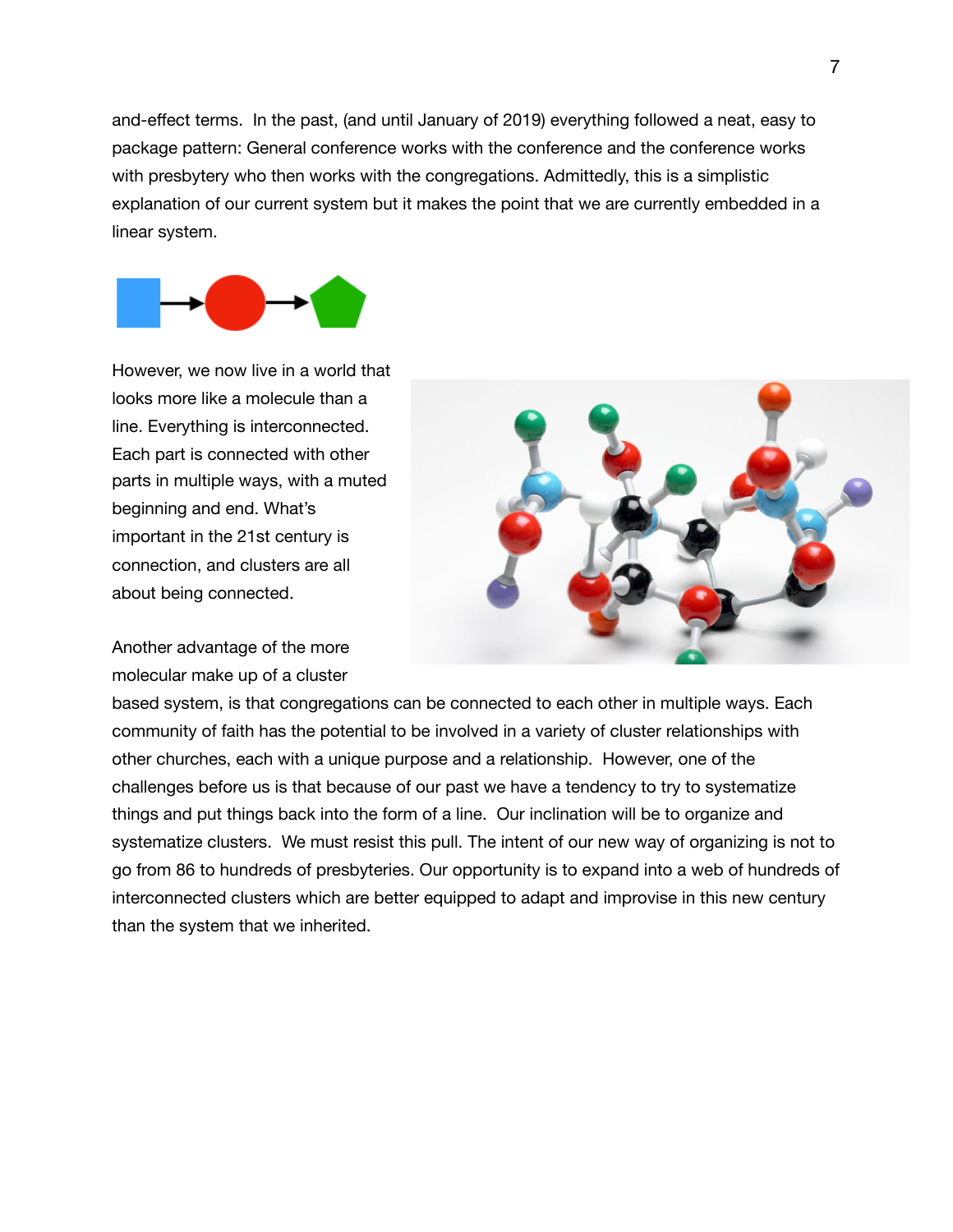and-effect terms. In the past, (and until January of 2019) everything followed a neat, easy to package pattern: General conference works with the conference and the conference works with presbytery who then works with the congregations. Admittedly, this is a simplistic explanation of our current system but it makes the point that we are currently embedded in a linear system.

However, we now live in a world that looks more like a molecule than a line. Everything is interconnected. Each part is connected with other parts in multiple ways, with a muted beginning and end. What's important in the 21st century is connection, and clusters are all about being connected.

Another advantage of the more molecular make up of a cluster based system, is that congregations can be connected to each other in multiple ways. Each community of faith has the potential to be involved in a variety of cluster relationships with other churches, each with a unique purpose and a relationship. However, one of the challenges before us is that because of our past we have a tendency to try to systematize things and put things back into the form of a line. Our inclination will be to organize and systematize clusters. We must resist this pull. The intent of our new way of organizing is not to go from 86 to hundreds of presbyteries. Our opportunity is to expand into a web of hundreds of interconnected clusters which are better equipped to adapt and improvise in this new century than the system that we inherited.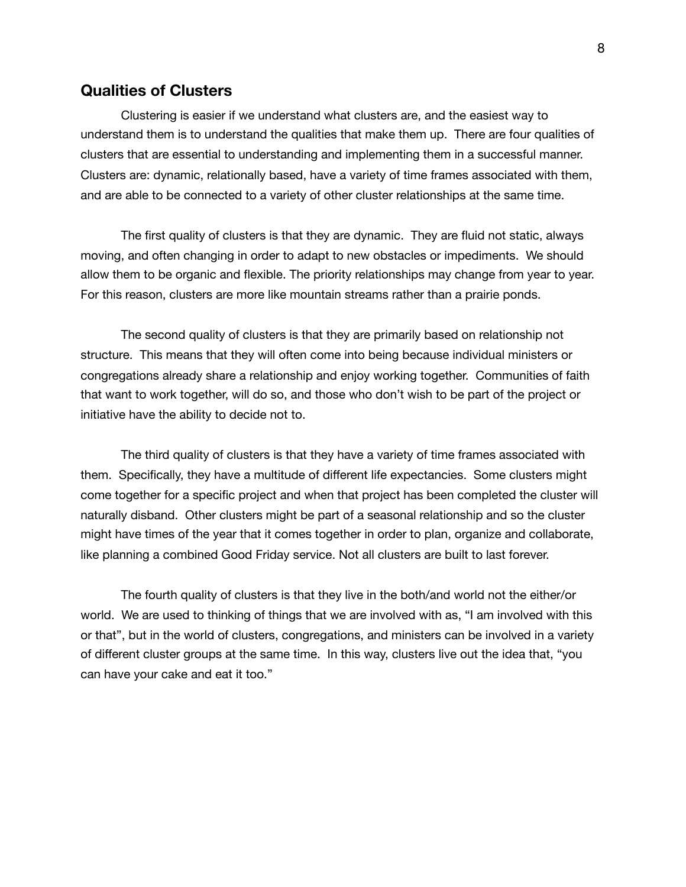## Qualities of Clusters

Clustering is easier if we understand what clusters are, and the easiest way to understand them is to understand the qualities that make them up. There are four qualities of clusters that are essential to understanding and implementing them in a successful manner. Clusters are: dynamic, relationally based, have a variety of time frames associated with them, and are able to be connected to a variety of other cluster relationships at the same time.

The first quality of clusters is that they are dynamic. They are fluid not static, always moving, and often changing in order to adapt to new obstacles or impediments. We should allow them to be organic and flexible. The priority relationships may change from year to year. For this reason, clusters are more like mountain streams rather than a prairie ponds.

The second quality of clusters is that they are primarily based on relationship not structure. This means that they will often come into being because individual ministers or congregations already share a relationship and enjoy working together. Communities of faith that want to work together, will do so, and those who don't wish to be part of the project or initiative have the ability to decide not to.

The third quality of clusters is that they have a variety of time frames associated with them. Specifically, they have a multitude of different life expectancies. Some clusters might come together for a specific project and when that project has been completed the cluster will naturally disband. Other clusters might be part of a seasonal relationship and so the cluster might have times of the year that it comes together in order to plan, organize and collaborate, like planning a combined Good Friday service. Not all clusters are built to last forever.

The fourth quality of clusters is that they live in the both/and world not the either/or world. We are used to thinking of things that we are involved with as, "I am involved with this or that", but in the world of clusters, congregations, and ministers can be involved in a variety of different cluster groups at the same time. In this way, clusters live out the idea that, "you can have your cake and eat it too."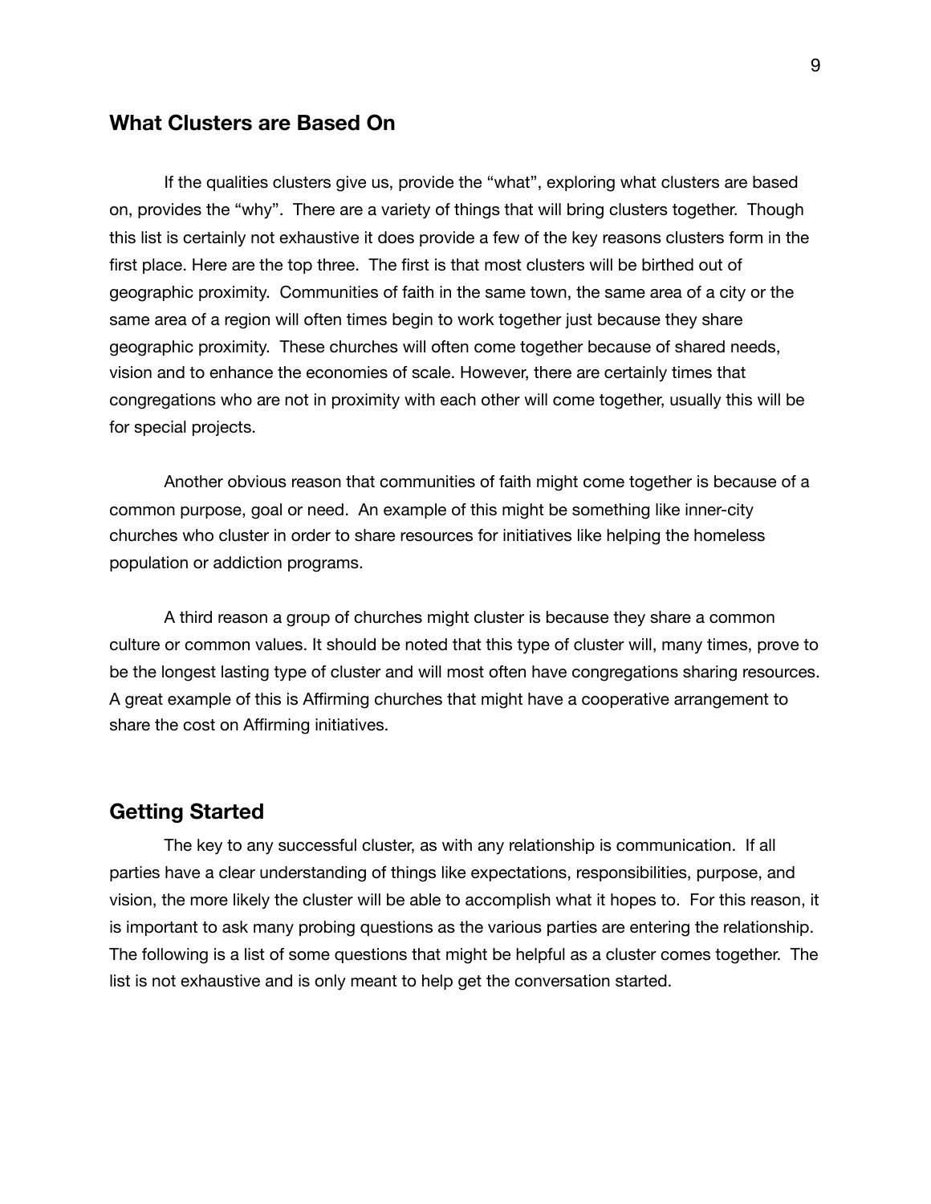## What Clusters are Based On

If the qualities clusters give us, provide the "what", exploring what clusters are based on, provides the "why". There are a variety of things that will bring clusters together. Though this list is certainly not exhaustive it does provide a few of the key reasons clusters form in the first place. Here are the top three. The first is that most clusters will be birthed out of geographic proximity. Communities of faith in the same town, the same area of a city or the same area of a region will often times begin to work together just because they share geographic proximity. These churches will often come together because of shared needs, vision and to enhance the economies of scale. However, there are certainly times that congregations who are not in proximity with each other will come together, usually this will be for special projects.

Another obvious reason that communities of faith might come together is because of a common purpose, goal or need. An example of this might be something like inner-city churches who cluster in order to share resources for initiatives like helping the homeless population or addiction programs.

A third reason a group of churches might cluster is because they share a common culture or common values. It should be noted that this type of cluster will, many times, prove to be the longest lasting type of cluster and will most often have congregations sharing resources. A great example of this is Affirming churches that might have a cooperative arrangement to share the cost on Affirming initiatives.

## Getting Started

The key to any successful cluster, as with any relationship is communication. If all parties have a clear understanding of things like expectations, responsibilities, purpose, and vision, the more likely the cluster will be able to accomplish what it hopes to. For this reason, it is important to ask many probing questions as the various parties are entering the relationship. The following is a list of some questions that might be helpful as a cluster comes together. The list is not exhaustive and is only meant to help get the conversation started.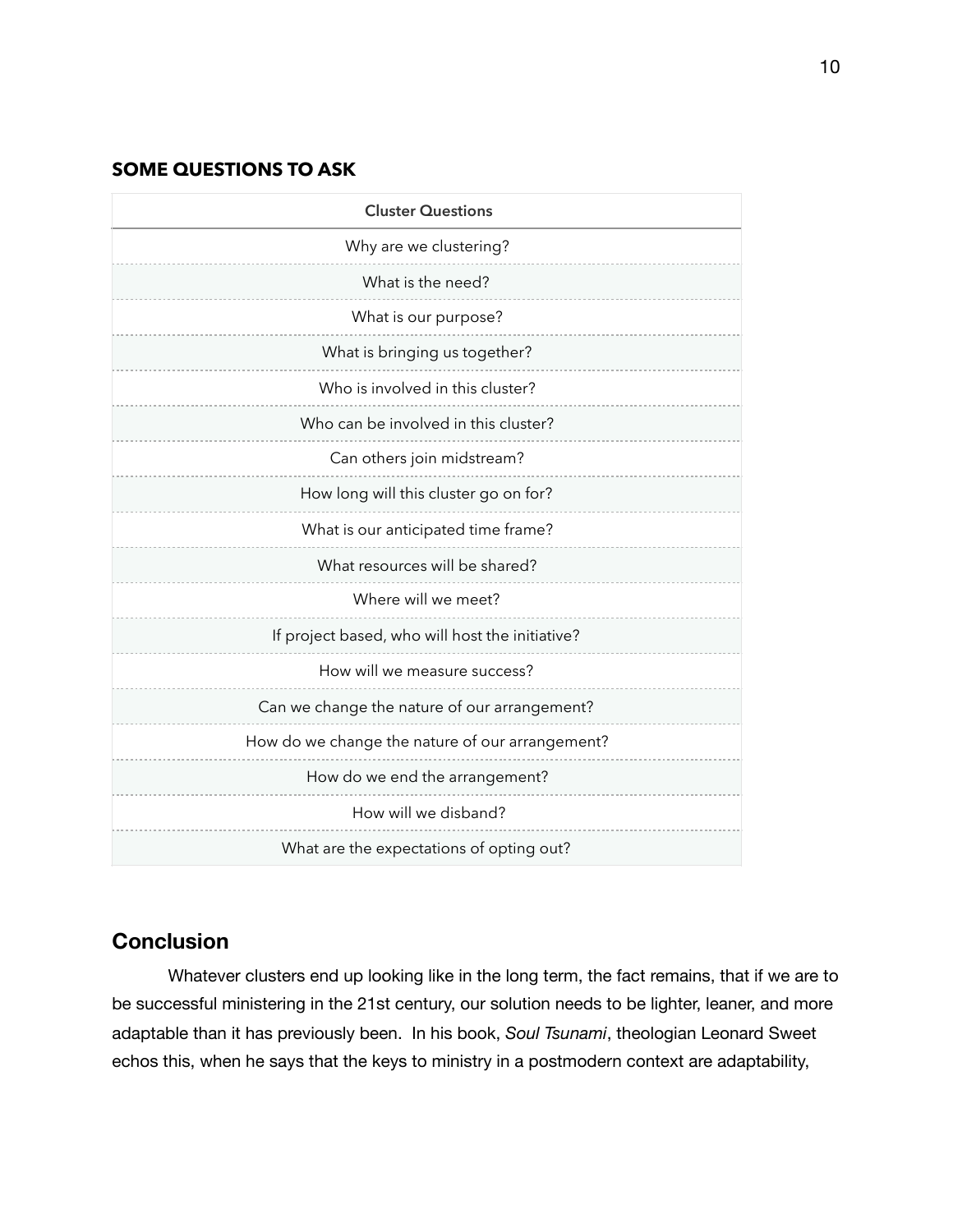**SOME QUESTIONS TO ASK**

| Cluster Questions |
| --- |
| Why are we clustering? |
| What is the need? |
| What is our purpose? |
| What is bringing us together? |
| Who is involved in this cluster? |
| Who can be involved in this cluster? |
| Can others join midstream? |
| How long will this cluster go on for? |
| What is our anticipated time frame? |
| What resources will be shared? |
| Where will we meet? |
| If project based, who will host the initiative? |
| How will we measure success? |
| Can we change the nature of our arrangement? |
| How do we change the nature of our arrangement? |
| How do we end the arrangement? |
| How will we disband? |
| What are the expectations of opting out? |

## Conclusion

Whatever clusters end up looking like in the long term, the fact remains, that if we are to be successful ministering in the 21st century, our solution needs to be lighter, leaner, and more adaptable than it has previously been. In his book, *Soul Tsunami*, theologian Leonard Sweet echos this, when he says that the keys to ministry in a postmodern context are adaptability,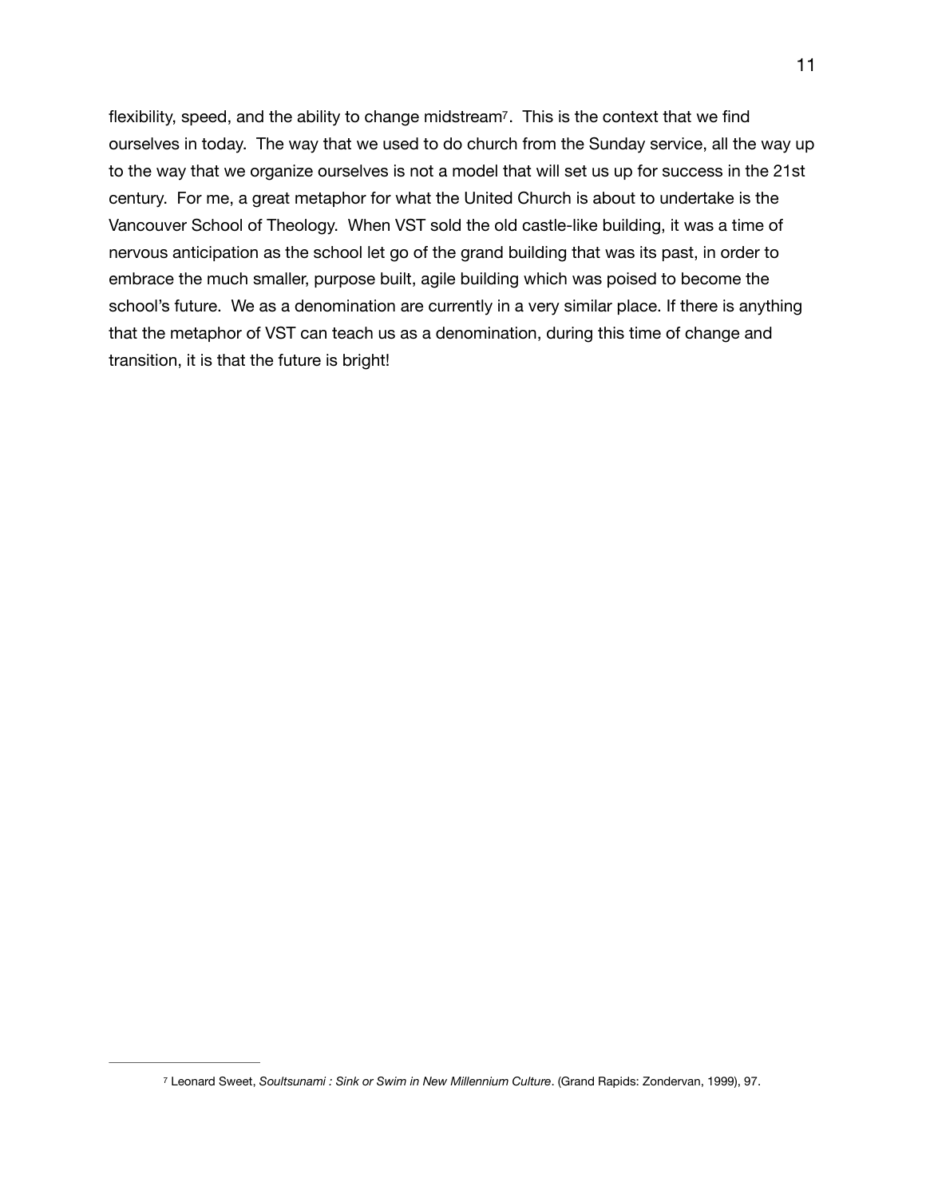flexibility, speed, and the ability to change midstream[7]. This is the context that we find ourselves in today. The way that we used to do church from the Sunday service, all the way up to the way that we organize ourselves is not a model that will set us up for success in the 21st century. For me, a great metaphor for what the United Church is about to undertake is the Vancouver School of Theology. When VST sold the old castle-like building, it was a time of nervous anticipation as the school let go of the grand building that was its past, in order to embrace the much smaller, purpose built, agile building which was poised to become the school's future. We as a denomination are currently in a very similar place. If there is anything that the metaphor of VST can teach us as a denomination, during this time of change and transition, it is that the future is bright!

---

[7] Leonard Sweet, *Soultsunami : Sink or Swim in New Millennium Culture*. (Grand Rapids: Zondervan, 1999), 97.